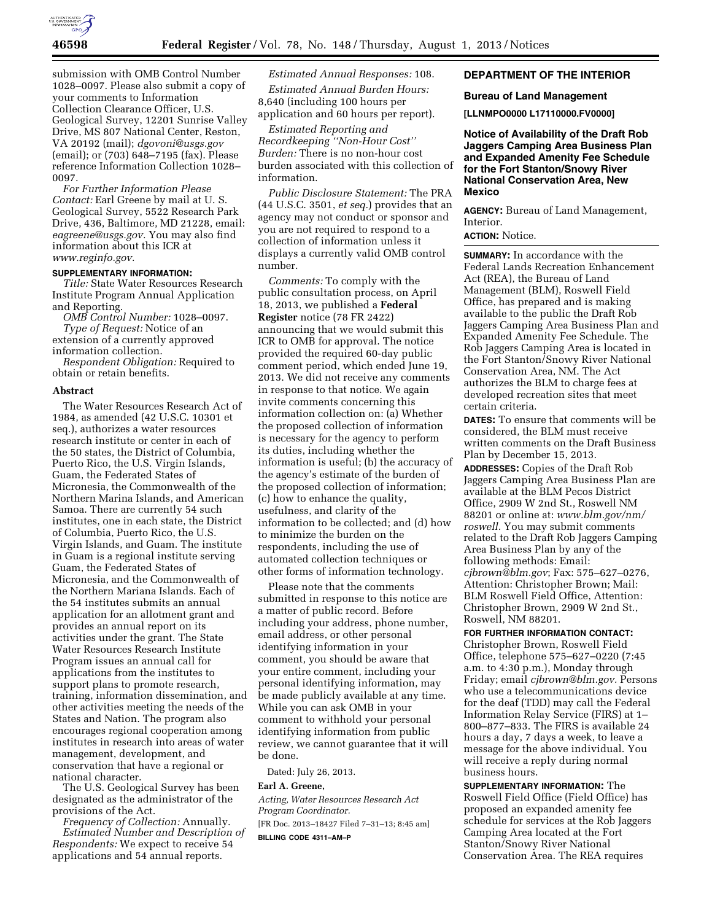submission with OMB Control Number 1028–0097. Please also submit a copy of your comments to Information Collection Clearance Officer, U.S. Geological Survey, 12201 Sunrise Valley Drive, MS 807 National Center, Reston, VA 20192 (mail); *dgovoni@usgs.gov* (email); or (703) 648–7195 (fax). Please reference Information Collection 1028–0097.

*For Further Information Please Contact:* Earl Greene by mail at U. S. Geological Survey, 5522 Research Park Drive, 436, Baltimore, MD 21228, email: *eagreene@usgs.gov.* You may also find information about this ICR at *www.reginfo.gov.*

**SUPPLEMENTARY INFORMATION:**

*Title:* State Water Resources Research Institute Program Annual Application and Reporting.

*OMB Control Number:* 1028–0097.

*Type of Request:* Notice of an extension of a currently approved information collection.

*Respondent Obligation:* Required to obtain or retain benefits.

**Abstract**

The Water Resources Research Act of 1984, as amended (42 U.S.C. 10301 et seq.), authorizes a water resources research institute or center in each of the 50 states, the District of Columbia, Puerto Rico, the U.S. Virgin Islands, Guam, the Federated States of Micronesia, the Commonwealth of the Northern Marina Islands, and American Samoa. There are currently 54 such institutes, one in each state, the District of Columbia, Puerto Rico, the U.S. Virgin Islands, and Guam. The institute in Guam is a regional institute serving Guam, the Federated States of Micronesia, and the Commonwealth of the Northern Mariana Islands. Each of the 54 institutes submits an annual application for an allotment grant and provides an annual report on its activities under the grant. The State Water Resources Research Institute Program issues an annual call for applications from the institutes to support plans to promote research, training, information dissemination, and other activities meeting the needs of the States and Nation. The program also encourages regional cooperation among institutes in research into areas of water management, development, and conservation that have a regional or national character.

The U.S. Geological Survey has been designated as the administrator of the provisions of the Act.

*Frequency of Collection:* Annually.

*Estimated Number and Description of Respondents:* We expect to receive 54 applications and 54 annual reports.

*Estimated Annual Responses:* 108.

*Estimated Annual Burden Hours:* 8,640 (including 100 hours per application and 60 hours per report).

*Estimated Reporting and Recordkeeping ''Non-Hour Cost'' Burden:* There is no non-hour cost burden associated with this collection of information.

*Public Disclosure Statement:* The PRA (44 U.S.C. 3501, *et seq.*) provides that an agency may not conduct or sponsor and you are not required to respond to a collection of information unless it displays a currently valid OMB control number.

*Comments:* To comply with the public consultation process, on April 18, 2013, we published a **Federal Register** notice (78 FR 2422) announcing that we would submit this ICR to OMB for approval. The notice provided the required 60-day public comment period, which ended June 19, 2013. We did not receive any comments in response to that notice. We again invite comments concerning this information collection on: (a) Whether the proposed collection of information is necessary for the agency to perform its duties, including whether the information is useful; (b) the accuracy of the agency's estimate of the burden of the proposed collection of information; (c) how to enhance the quality, usefulness, and clarity of the information to be collected; and (d) how to minimize the burden on the respondents, including the use of automated collection techniques or other forms of information technology.

Please note that the comments submitted in response to this notice are a matter of public record. Before including your address, phone number, email address, or other personal identifying information in your comment, you should be aware that your entire comment, including your personal identifying information, may be made publicly available at any time. While you can ask OMB in your comment to withhold your personal identifying information from public review, we cannot guarantee that it will be done.

Dated: July 26, 2013.

**Earl A. Greene,**

*Acting, Water Resources Research Act Program Coordinator.*

[FR Doc. 2013–18427 Filed 7–31–13; 8:45 am]

**BILLING CODE 4311–AM–P**

## DEPARTMENT OF THE INTERIOR

### Bureau of Land Management

**[LLNMPO0000 L17110000.FV0000]**

### Notice of Availability of the Draft Rob Jaggers Camping Area Business Plan and Expanded Amenity Fee Schedule for the Fort Stanton/Snowy River National Conservation Area, New Mexico

**AGENCY:** Bureau of Land Management, Interior.

**ACTION:** Notice.

**SUMMARY:** In accordance with the Federal Lands Recreation Enhancement Act (REA), the Bureau of Land Management (BLM), Roswell Field Office, has prepared and is making available to the public the Draft Rob Jaggers Camping Area Business Plan and Expanded Amenity Fee Schedule. The Rob Jaggers Camping Area is located in the Fort Stanton/Snowy River National Conservation Area, NM. The Act authorizes the BLM to charge fees at developed recreation sites that meet certain criteria.

**DATES:** To ensure that comments will be considered, the BLM must receive written comments on the Draft Business Plan by December 15, 2013.

**ADDRESSES:** Copies of the Draft Rob Jaggers Camping Area Business Plan are available at the BLM Pecos District Office, 2909 W 2nd St., Roswell NM 88201 or online at: *www.blm.gov/nm/roswell.* You may submit comments related to the Draft Rob Jaggers Camping Area Business Plan by any of the following methods: Email: *cjbrown@blm.gov*; Fax: 575–627–0276, Attention: Christopher Brown; Mail: BLM Roswell Field Office, Attention: Christopher Brown, 2909 W 2nd St., Roswell, NM 88201.

**FOR FURTHER INFORMATION CONTACT:** Christopher Brown, Roswell Field Office, telephone 575–627–0220 (7:45 a.m. to 4:30 p.m.), Monday through Friday; email *cjbrown@blm.gov.* Persons who use a telecommunications device for the deaf (TDD) may call the Federal Information Relay Service (FIRS) at 1–800–877–833. The FIRS is available 24 hours a day, 7 days a week, to leave a message for the above individual. You will receive a reply during normal business hours.

**SUPPLEMENTARY INFORMATION:** The Roswell Field Office (Field Office) has proposed an expanded amenity fee schedule for services at the Rob Jaggers Camping Area located at the Fort Stanton/Snowy River National Conservation Area. The REA requires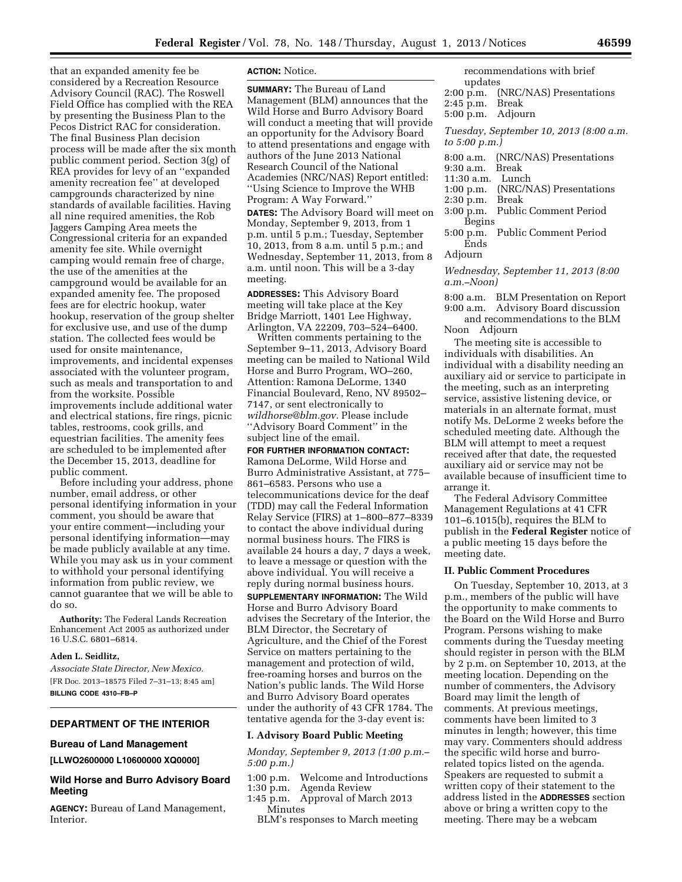that an expanded amenity fee be considered by a Recreation Resource Advisory Council (RAC). The Roswell Field Office has complied with the REA by presenting the Business Plan to the Pecos District RAC for consideration. The final Business Plan decision process will be made after the six month public comment period. Section 3(g) of REA provides for levy of an ''expanded amenity recreation fee'' at developed campgrounds characterized by nine standards of available facilities. Having all nine required amenities, the Rob Jaggers Camping Area meets the Congressional criteria for an expanded amenity fee site. While overnight camping would remain free of charge, the use of the amenities at the campground would be available for an expanded amenity fee. The proposed fees are for electric hookup, water hookup, reservation of the group shelter for exclusive use, and use of the dump station. The collected fees would be used for onsite maintenance, improvements, and incidental expenses associated with the volunteer program, such as meals and transportation to and from the worksite. Possible improvements include additional water and electrical stations, fire rings, picnic tables, restrooms, cook grills, and equestrian facilities. The amenity fees are scheduled to be implemented after the December 15, 2013, deadline for public comment.

Before including your address, phone number, email address, or other personal identifying information in your comment, you should be aware that your entire comment—including your personal identifying information—may be made publicly available at any time. While you may ask us in your comment to withhold your personal identifying information from public review, we cannot guarantee that we will be able to do so.

**Authority:** The Federal Lands Recreation Enhancement Act 2005 as authorized under 16 U.S.C. 6801–6814.

**Aden L. Seidlitz,**

*Associate State Director, New Mexico.*

[FR Doc. 2013–18575 Filed 7–31–13; 8:45 am]

**BILLING CODE 4310–FB–P**

## DEPARTMENT OF THE INTERIOR

### Bureau of Land Management

**[LLWO2600000 L10600000 XQ0000]**

### Wild Horse and Burro Advisory Board Meeting

**AGENCY:** Bureau of Land Management, Interior.

**ACTION:** Notice.

**SUMMARY:** The Bureau of Land Management (BLM) announces that the Wild Horse and Burro Advisory Board will conduct a meeting that will provide an opportunity for the Advisory Board to attend presentations and engage with authors of the June 2013 National Research Council of the National Academies (NRC/NAS) Report entitled: ''Using Science to Improve the WHB Program: A Way Forward.''

**DATES:** The Advisory Board will meet on Monday, September 9, 2013, from 1 p.m. until 5 p.m.; Tuesday, September 10, 2013, from 8 a.m. until 5 p.m.; and Wednesday, September 11, 2013, from 8 a.m. until noon. This will be a 3-day meeting.

**ADDRESSES:** This Advisory Board meeting will take place at the Key Bridge Marriott, 1401 Lee Highway, Arlington, VA 22209, 703–524–6400.

Written comments pertaining to the September 9–11, 2013, Advisory Board meeting can be mailed to National Wild Horse and Burro Program, WO–260, Attention: Ramona DeLorme, 1340 Financial Boulevard, Reno, NV 89502–7147, or sent electronically to *wildhorse@blm.gov.* Please include ''Advisory Board Comment'' in the subject line of the email.

**FOR FURTHER INFORMATION CONTACT:** Ramona DeLorme, Wild Horse and Burro Administrative Assistant, at 775–861–6583. Persons who use a telecommunications device for the deaf (TDD) may call the Federal Information Relay Service (FIRS) at 1–800–877–8339 to contact the above individual during normal business hours. The FIRS is available 24 hours a day, 7 days a week, to leave a message or question with the above individual. You will receive a reply during normal business hours.

**SUPPLEMENTARY INFORMATION:** The Wild Horse and Burro Advisory Board advises the Secretary of the Interior, the BLM Director, the Secretary of Agriculture, and the Chief of the Forest Service on matters pertaining to the management and protection of wild, free-roaming horses and burros on the Nation's public lands. The Wild Horse and Burro Advisory Board operates under the authority of 43 CFR 1784. The tentative agenda for the 3-day event is:

### I. Advisory Board Public Meeting

*Monday, September 9, 2013 (1:00 p.m.–5:00 p.m.)*

1:00 p.m. Welcome and Introductions
1:30 p.m. Agenda Review
1:45 p.m. Approval of March 2013 Minutes
BLM's responses to March meeting recommendations with brief updates
2:00 p.m. (NRC/NAS) Presentations
2:45 p.m. Break
5:00 p.m. Adjourn

*Tuesday, September 10, 2013 (8:00 a.m. to 5:00 p.m.)*

8:00 a.m. (NRC/NAS) Presentations
9:30 a.m. Break
11:30 a.m. Lunch
1:00 p.m. (NRC/NAS) Presentations
2:30 p.m. Break
3:00 p.m. Public Comment Period Begins
5:00 p.m. Public Comment Period Ends
Adjourn

*Wednesday, September 11, 2013 (8:00 a.m.–Noon)*

8:00 a.m. BLM Presentation on Report
9:00 a.m. Advisory Board discussion and recommendations to the BLM
Noon Adjourn

The meeting site is accessible to individuals with disabilities. An individual with a disability needing an auxiliary aid or service to participate in the meeting, such as an interpreting service, assistive listening device, or materials in an alternate format, must notify Ms. DeLorme 2 weeks before the scheduled meeting date. Although the BLM will attempt to meet a request received after that date, the requested auxiliary aid or service may not be available because of insufficient time to arrange it.

The Federal Advisory Committee Management Regulations at 41 CFR 101–6.1015(b), requires the BLM to publish in the **Federal Register** notice of a public meeting 15 days before the meeting date.

### II. Public Comment Procedures

On Tuesday, September 10, 2013, at 3 p.m., members of the public will have the opportunity to make comments to the Board on the Wild Horse and Burro Program. Persons wishing to make comments during the Tuesday meeting should register in person with the BLM by 2 p.m. on September 10, 2013, at the meeting location. Depending on the number of commenters, the Advisory Board may limit the length of comments. At previous meetings, comments have been limited to 3 minutes in length; however, this time may vary. Commenters should address the specific wild horse and burro-related topics listed on the agenda. Speakers are requested to submit a written copy of their statement to the address listed in the **ADDRESSES** section above or bring a written copy to the meeting. There may be a webcam